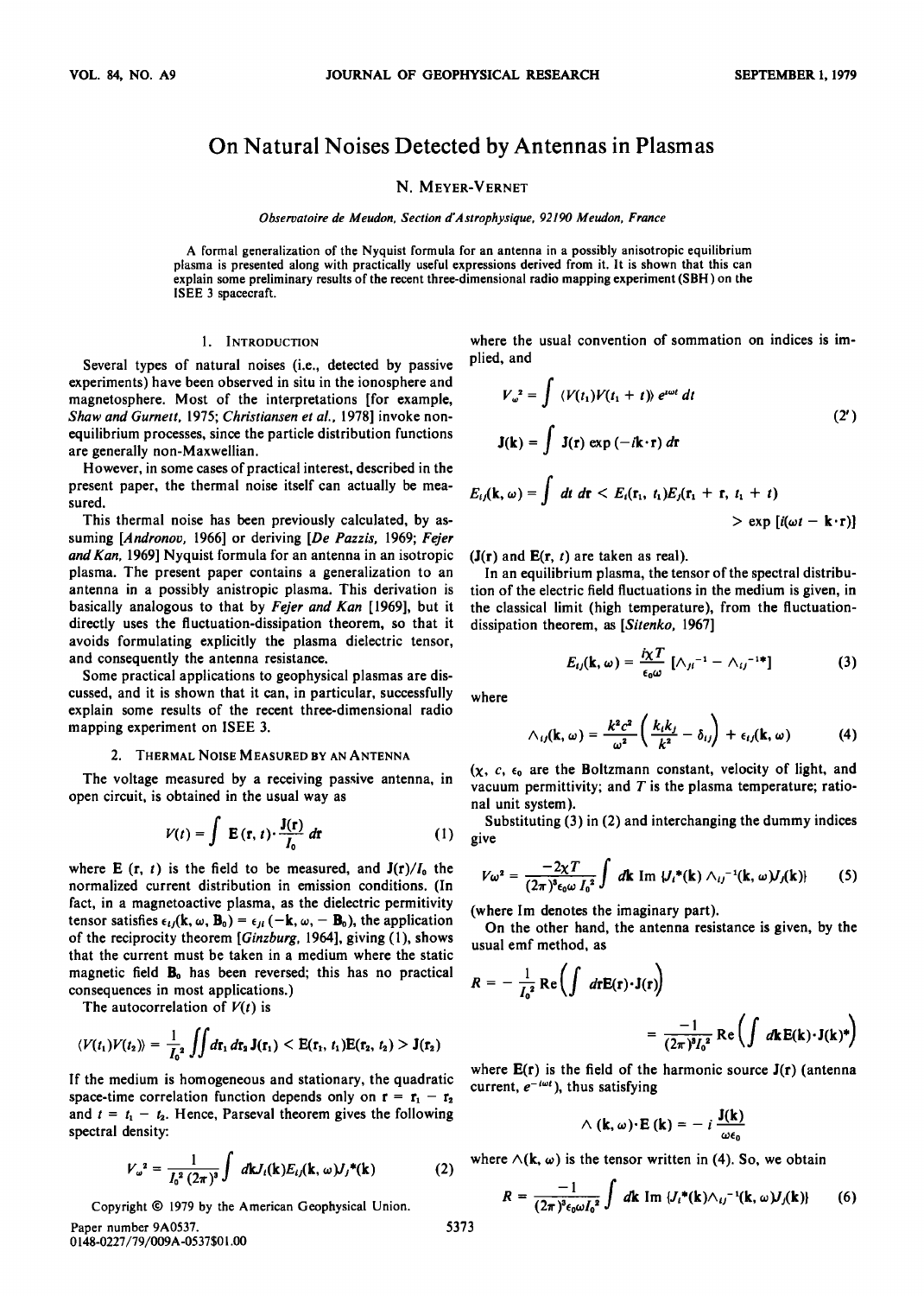# On Natural Noises Detected by Antennas in Plasmas

N. MEYER-VERNET

*Observatoire de Meudon, Section d'Astrophysique, 92190 Meudon, France*

A formal generalization of the Nyquist formula for an antenna in a possibly anisotropic equilibrium plasma is presented along with practically useful expressions derived from it. It is shown that this can explain some preliminary results of the recent three-dimensional radio mapping experiment (SBH) on the ISEE 3 spacecraft.

## 1. INTRODUCTION

Several types of natural noises (i.e., detected by passive experiments) have been observed in situ in the ionosphere and magnetosphere. Most of the interpretations [for example, *Shaw and Gurnett*, 1975; *Christiansen et al.*, 1978] invoke non-equilibrium processes, since the particle distribution functions are generally non-Maxwellian.

However, in some cases of practical interest, described in the present paper, the thermal noise itself can actually be measured.

This thermal noise has been previously calculated, by assuming [*Andronov*, 1966] or deriving [*De Pazzis*, 1969; *Fejer and Kan*, 1969] Nyquist formula for an antenna in an isotropic plasma. The present paper contains a generalization to an antenna in a possibly anistropic plasma. This derivation is basically analogous to that by *Fejer and Kan* [1969], but it directly uses the fluctuation-dissipation theorem, so that it avoids formulating explicitly the plasma dielectric tensor, and consequently the antenna resistance.

Some practical applications to geophysical plasmas are discussed, and it is shown that it can, in particular, successfully explain some results of the recent three-dimensional radio mapping experiment on ISEE 3.

## 2. THERMAL NOISE MEASURED BY AN ANTENNA

The voltage measured by a receiving passive antenna, in open circuit, is obtained in the usual way as

$$V(t) = \int \mathbf{E}(\mathbf{r}, t) \cdot \frac{\mathbf{J}(\mathbf{r})}{I_0} \, d\mathbf{r} \tag{1}$$

where $\mathbf{E}(\mathbf{r}, t)$ is the field to be measured, and $\mathbf{J}(\mathbf{r})/I_0$ the normalized current distribution in emission conditions. (In fact, in a magnetoactive plasma, as the dielectric permittivity tensor satisfies $\epsilon_{ij}(\mathbf{k}, \omega, \mathbf{B}_0) = \epsilon_{ji}(-\mathbf{k}, \omega, -\mathbf{B}_0)$, the application of the reciprocity theorem [*Ginzburg*, 1964], giving (1), shows that the current must be taken in a medium where the static magnetic field $\mathbf{B}_0$ has been reversed; this has no practical consequences in most applications.)

The autocorrelation of $V(t)$ is

$$\langle V(t_1)V(t_2)\rangle = \frac{1}{I_0^2} \iint d\mathbf{r}_1 \, d\mathbf{r}_2 \, \mathbf{J}(\mathbf{r}_1) < \mathbf{E}(\mathbf{r}_1, t_1)\mathbf{E}(\mathbf{r}_2, t_2) > \mathbf{J}(\mathbf{r}_2)$$

If the medium is homogeneous and stationary, the quadratic space-time correlation function depends only on $\mathbf{r} = \mathbf{r}_1 - \mathbf{r}_2$ and $t = t_1 - t_2$. Hence, Parseval theorem gives the following spectral density:

$$V_\omega^2 = \frac{1}{I_0^2 (2\pi)^3} \int d\mathbf{k} J_i(\mathbf{k}) E_{ij}(\mathbf{k}, \omega) J_j^*(\mathbf{k}) \tag{2}$$

where the usual convention of sommation on indices is implied, and

$$V_\omega^2 = \int \langle V(t_1)V(t_1 + t)\rangle \, e^{i\omega t} \, dt$$

$$\mathbf{J}(\mathbf{k}) = \int \mathbf{J}(\mathbf{r}) \exp(-i\mathbf{k}\cdot\mathbf{r}) \, d\mathbf{r} \tag{2'}$$

$$E_{ij}(\mathbf{k}, \omega) = \int dt \, d\mathbf{r} < E_i(\mathbf{r}_1, t_1)E_j(\mathbf{r}_1 + \mathbf{r}, t_1 + t) > \exp[i(\omega t - \mathbf{k}\cdot\mathbf{r})]$$

($\mathbf{J}(\mathbf{r})$ and $\mathbf{E}(\mathbf{r}, t)$ are taken as real).

In an equilibrium plasma, the tensor of the spectral distribution of the electric field fluctuations in the medium is given, in the classical limit (high temperature), from the fluctuation-dissipation theorem, as [*Sitenko*, 1967]

$$E_{ij}(\mathbf{k}, \omega) = \frac{i\chi T}{\epsilon_0 \omega} [\Lambda_{ji}^{-1} - \Lambda_{ij}^{-1*}] \tag{3}$$

where

$$\Lambda_{ij}(\mathbf{k}, \omega) = \frac{k^2 c^2}{\omega^2}\left(\frac{k_i k_j}{k^2} - \delta_{ij}\right) + \epsilon_{ij}(\mathbf{k}, \omega) \tag{4}$$

($\chi$, $c$, $\epsilon_0$ are the Boltzmann constant, velocity of light, and vacuum permittivity; and $T$ is the plasma temperature; rational unit system).

Substituting (3) in (2) and interchanging the dummy indices give

$$V\omega^2 = \frac{-2\chi T}{(2\pi)^3 \epsilon_0 \omega I_0^2} \int d\mathbf{k} \, \mathrm{Im} \, \{J_i^*(\mathbf{k}) \Lambda_{ij}^{-1}(\mathbf{k}, \omega) J_j(\mathbf{k})\} \tag{5}$$

(where Im denotes the imaginary part).

On the other hand, the antenna resistance is given, by the usual emf method, as

$$R = -\frac{1}{I_0^2} \mathrm{Re}\left(\int d\mathbf{r} \mathbf{E}(\mathbf{r}) \cdot \mathbf{J}(\mathbf{r})\right)$$

$$= \frac{-1}{(2\pi)^3 I_0^2} \mathrm{Re}\left(\int d\mathbf{k} \mathbf{E}(\mathbf{k}) \cdot \mathbf{J}(\mathbf{k})^*\right)$$

where $\mathbf{E}(\mathbf{r})$ is the field of the harmonic source $\mathbf{J}(\mathbf{r})$ (antenna current, $e^{-i\omega t}$), thus satisfying

$$\Lambda(\mathbf{k}, \omega) \cdot \mathbf{E}(\mathbf{k}) = -i \frac{\mathbf{J}(\mathbf{k})}{\omega \epsilon_0}$$

where $\Lambda(\mathbf{k}, \omega)$ is the tensor written in (4). So, we obtain

$$R = \frac{-1}{(2\pi)^3 \epsilon_0 \omega I_0^2} \int d\mathbf{k} \, \mathrm{Im} \, \{J_i^*(\mathbf{k}) \Lambda_{ij}^{-1}(\mathbf{k}, \omega) J_j(\mathbf{k})\} \tag{6}$$

Copyright © 1979 by the American Geophysical Union.

Paper number 9A0537.
0148-0227/79/009A-0537$01.00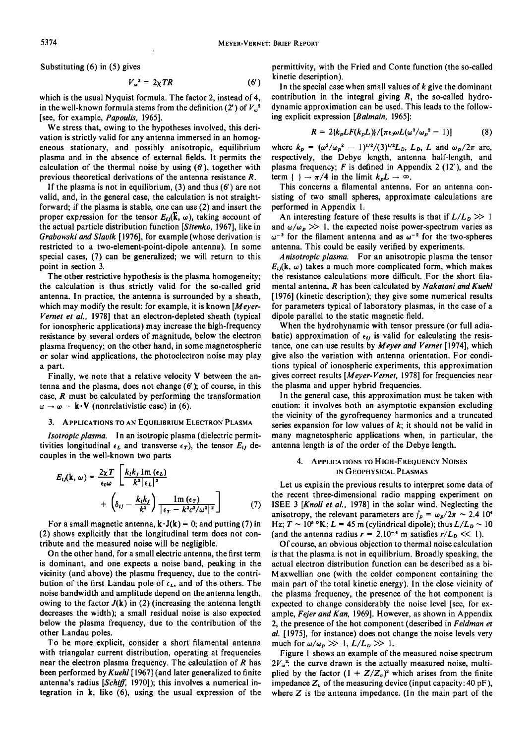Substituting (6) in (5) gives

$$V_\omega^2 = 2\chi TR \tag{6'}$$

which is the usual Nyquist formula. The factor 2, instead of 4, in the well-known formula stems from the definition (2') of $V_\omega^2$ [see, for example, *Papoulis*, 1965].

We stress that, owing to the hypotheses involved, this derivation is strictly valid for any antenna immersed in an homogeneous stationary, and possibly anisotropic, equilibrium plasma and in the absence of external fields. It permits the calculation of the thermal noise by using (6'), together with previous theoretical derivations of the antenna resistance $R$.

If the plasma is not in equilibrium, (3) and thus (6') are not valid, and, in the general case, the calculation is not straightforward; if the plasma is stable, one can use (2) and insert the proper expression for the tensor $E_{ij}(\mathbf{k}, \omega)$, taking account of the actual particle distribution function [*Sitenko*, 1967], like in *Grabowski and Slavik* [1976], for example (whose derivation is restricted to a two-element-point-dipole antenna). In some special cases, (7) can be generalized; we will return to this point in section 3.

The other restrictive hypothesis is the plasma homogeneity; the calculation is thus strictly valid for the so-called grid antenna. In practice, the antenna is surrounded by a sheath, which may modify the result: for example, it is known [*Meyer-Vernet et al.*, 1978] that an electron-depleted sheath (typical for ionospheric applications) may increase the high-frequency resistance by several orders of magnitude, below the electron plasma frequency; on the other hand, in some magnetospheric or solar wind applications, the photoelectron noise may play a part.

Finally, we note that a relative velocity $\mathbf{V}$ between the antenna and the plasma, does not change (6'); of course, in this case, $R$ must be calculated by performing the transformation $\omega \rightarrow \omega - \mathbf{k}\cdot\mathbf{V}$ (nonrelativistic case) in (6).

## 3. Applications to an Equilibrium Electron Plasma

*Isotropic plasma.* In an isotropic plasma (dielectric permittivities longitudinal $\epsilon_L$ and transverse $\epsilon_T$), the tensor $E_{ij}$ decouples in the well-known two parts

$$E_{ij}(\mathbf{k}, \omega) = \frac{2\chi T}{\epsilon_0 \omega}\left[\frac{k_i k_j \operatorname{Im}(\epsilon_L)}{k^2 |\epsilon_L|^2} + \left(\delta_{ij} - \frac{k_i k_j}{k^2}\right)\frac{\operatorname{Im}(\epsilon_T)}{|\epsilon_T - k^2c^2/\omega^2|^2}\right] \tag{7}$$

For a small magnetic antenna, $\mathbf{k}\cdot\mathbf{J}(\mathbf{k}) = 0$; and putting (7) in (2) shows explicitly that the longitudinal term does not contribute and the measured noise will be negligible.

On the other hand, for a small electric antenna, the first term is dominant, and one expects a noise band, peaking in the vicinity (and above) the plasma frequency, due to the contribution of the first Landau pole of $\epsilon_L$, and of the others. The noise bandwidth and amplitude depend on the antenna length, owing to the factor $J(\mathbf{k})$ in (2) (increasing the antenna length decreases the width); a small residual noise is also expected below the plasma frequency, due to the contribution of the other Landau poles.

To be more explicit, consider a short filamental antenna with triangular current distribution, operating at frequencies near the electron plasma frequency. The calculation of $R$ has been performed by *Kuehl* [1967] (and later generalized to finite antenna's radius [*Schiff*, 1970]); this involves a numerical integration in $\mathbf{k}$, like (6), using the usual expression of the permittivity, with the Fried and Conte function (the so-called kinetic description).

In the special case when small values of $k$ give the dominant contribution in the integral giving $R$, the so-called hydrodynamic approximation can be used. This leads to the following explicit expression [*Balmain*, 1965]:

$$R = 2\{k_p L F(k_p L)\}/[\pi \epsilon_0 \omega L(\omega^2/\omega_p^2 - 1)] \tag{8}$$

where $k_p = (\omega^2/\omega_p^2 - 1)^{1/2}/(3)^{1/2}L_D$, $L_D$, $L$ and $\omega_p/2\pi$ are, respectively, the Debye length, antenna half-length, and plasma frequency; $F$ is defined in Appendix 2 (12'), and the term $\{\ \} \rightarrow \pi/4$ in the limit $k_p L \rightarrow \infty$.

This concerns a filamental antenna. For an antenna consisting of two small spheres, approximate calculations are performed in Appendix 1.

An interesting feature of these results is that if $L/L_D \gg 1$ and $\omega/\omega_p \gg 1$, the expected noise power-spectrum varies as $\omega^{-3}$ for the filament antenna and as $\omega^{-2}$ for the two-spheres antenna. This could be easily verified by experiments.

*Anisotropic plasma.* For an anisotropic plasma the tensor $E_{ij}(\mathbf{k}, \omega)$ takes a much more complicated form, which makes the resistance calculations more difficult. For the short filamental antenna, $R$ has been calculated by *Nakatani and Kuehl* [1976] (kinetic description); they give some numerical results for parameters typical of laboratory plasmas, in the case of a dipole parallel to the static magnetic field.

When the hydrohynamic with tensor pressure (or full adiabatic) approximation of $\epsilon_{ij}$ is valid for calculating the resistance, one can use results by *Meyer and Vernet* [1974], which give also the variation with antenna orientation. For conditions typical of ionospheric experiments, this approximation gives correct results [*Meyer-Vernet*, 1978] for frequencies near the plasma and upper hybrid frequencies.

In the general case, this approximation must be taken with caution: it involves both an asymptotic expansion excluding the vicinity of the gyrofrequency harmonics and a truncated series expansion for low values of $k$; it should not be valid in many magnetospheric applications when, in particular, the antenna length is of the order of the Debye length.

## 4. Applications to High-Frequency Noises in Geophysical Plasmas

Let us explain the previous results to interpret some data of the recent three-dimensional radio mapping experiment on ISEE 3 [*Knoll et al.*, 1978] in the solar wind. Neglecting the anisotropy, the relevant parameters are $f_p = \omega_p/2\pi \sim 2.4\ 10^4$ Hz; $T \sim 10^5$ °K; $L = 45$ m (cylindrical dipole); thus $L/L_D \sim 10$ (and the antenna radius $r = 2.10^{-4}$ m satisfies $r/L_D \ll 1$).

Of course, an obvious objection to thermal noise calculation is that the plasma is not in equilibrium. Broadly speaking, the actual electron distribution function can be described as a bi-Maxwellian one (with the colder component containing the main part of the total kinetic energy). In the close vicinity of the plasma frequency, the presence of the hot component is expected to change considerably the noise level [see, for example, *Fejer and Kan*, 1969]. However, as shown in Appendix 2, the presence of the hot component (described in *Feldman et al.* [1975], for instance) does not change the noise levels very much for $\omega/\omega_p \gg 1$, $L/L_D \gg 1$.

Figure 1 shows an example of the measured noise spectrum $2V_\omega^2$: the curve drawn is the actually measured noise, multiplied by the factor $(1 + Z/Z_v)^2$ which arises from the finite impedance $Z_v$ of the measuring device (input capacity: 40 pF), where $Z$ is the antenna impedance. (In the main part of the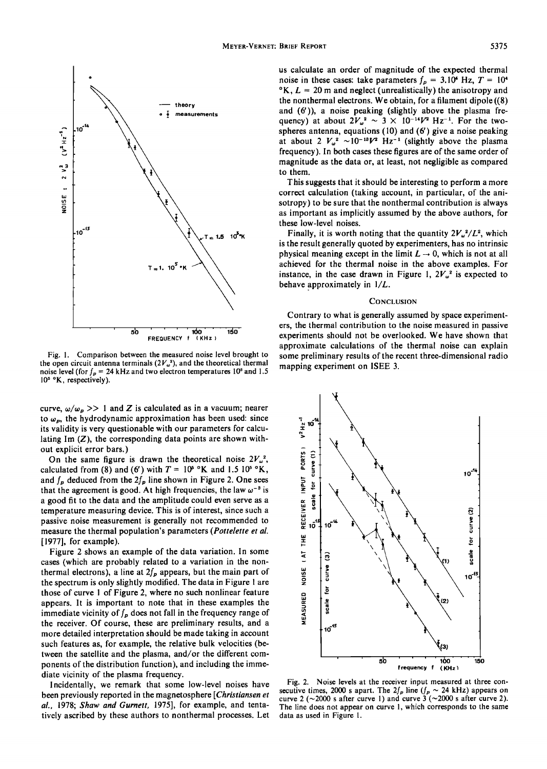Fig. 1. Comparison between the measured noise level brought to the open circuit antenna terminals ($2V_\omega^2$), and the theoretical thermal noise level (for $f_p$ = 24 kHz and two electron temperatures $10^5$ and 1.5 $10^5$ °K, respectively).

curve, $\omega/\omega_p >> 1$ and $Z$ is calculated as in a vacuum; nearer to $\omega_p$, the hydrodynamic approximation has been used: since its validity is very questionable with our parameters for calculating Im ($Z$), the corresponding data points are shown without explicit error bars.)

On the same figure is drawn the theoretical noise $2V_\omega^2$, calculated from (8) and (6′) with $T = 10^5$ °K and 1.5 $10^5$ °K, and $f_p$ deduced from the $2f_p$ line shown in Figure 2. One sees that the agreement is good. At high frequencies, the law $\omega^{-3}$ is a good fit to the data and the amplitude could even serve as a temperature measuring device. This is of interest, since such a passive noise measurement is generally not recommended to measure the thermal population's parameters (*Pottelette et al.* [1977], for example).

Figure 2 shows an example of the data variation. In some cases (which are probably related to a variation in the nonthermal electrons), a line at $2f_p$ appears, but the main part of the spectrum is only slightly modified. The data in Figure 1 are those of curve 1 of Figure 2, where no such nonlinear feature appears. It is important to note that in these examples the immediate vicinity of $f_p$ does not fall in the frequency range of the receiver. Of course, these are preliminary results, and a more detailed interpretation should be made taking in account such features as, for example, the relative bulk velocities (between the satellite and the plasma, and/or the different components of the distribution function), and including the immediate vicinity of the plasma frequency.

Incidentally, we remark that some low-level noises have been previously reported in the magnetosphere [*Christiansen et al.*, 1978; *Shaw and Gurnett*, 1975], for example, and tentatively ascribed by these authors to nonthermal processes. Let us calculate an order of magnitude of the expected thermal noise in these cases: take parameters $f_p = 3.10^4$ Hz, $T = 10^4$ °K, $L$ = 20 m and neglect (unrealistically) the anisotropy and the nonthermal electrons. We obtain, for a filament dipole ((8) and (6′)), a noise peaking (slightly above the plasma frequency) at about $2V_\omega^2 \sim 3 \times 10^{-14} V^2$ Hz$^{-1}$. For the two-spheres antenna, equations (10) and (6′) give a noise peaking at about $2\ V_\omega^2 \sim 10^{-15} V^2$ Hz$^{-1}$ (slightly above the plasma frequency). In both cases these figures are of the same order of magnitude as the data or, at least, not negligible as compared to them.

This suggests that it should be interesting to perform a more correct calculation (taking account, in particular, of the anisotropy) to be sure that the nonthermal contribution is always as important as implicitly assumed by the above authors, for these low-level noises.

Finally, it is worth noting that the quantity $2V_\omega^2/L^2$, which is the result generally quoted by experimenters, has no intrinsic physical meaning except in the limit $L \to 0$, which is not at all achieved for the thermal noise in the above examples. For instance, in the case drawn in Figure 1, $2V_\omega^2$ is expected to behave approximately in $1/L$.

## Conclusion

Contrary to what is generally assumed by space experimenters, the thermal contribution to the noise measured in passive experiments should not be overlooked. We have shown that approximate calculations of the thermal noise can explain some preliminary results of the recent three-dimensional radio mapping experiment on ISEE 3.

Fig. 2. Noise levels at the receiver input measured at three consecutive times, 2000 s apart. The $2f_p$ line ($f_p \sim 24$ kHz) appears on curve 2 (~2000 s after curve 1) and curve 3 (~2000 s after curve 2). The line does not appear on curve 1, which corresponds to the same data as used in Figure 1.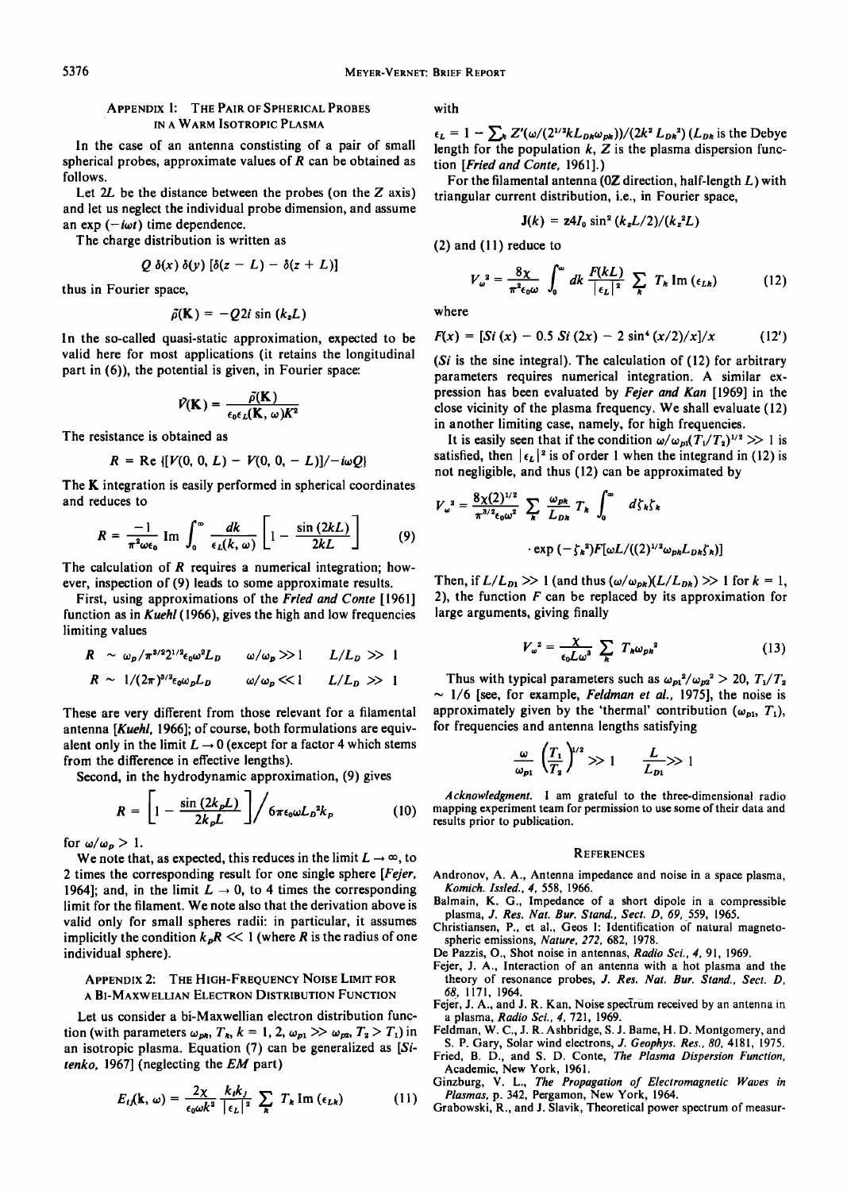## Appendix 1: The Pair of Spherical Probes in a Warm Isotropic Plasma

In the case of an antenna constisting of a pair of small spherical probes, approximate values of $R$ can be obtained as follows.

Let $2L$ be the distance between the probes (on the $Z$ axis) and let us neglect the individual probe dimension, and assume an $\exp(-i\omega t)$ time dependence.

The charge distribution is written as

$$Q\,\delta(x)\,\delta(y)\,[\delta(z-L)-\delta(z+L)]$$

thus in Fourier space,

$$\tilde{\rho}(\mathbf{K}) = -Q2i\sin(k_z L)$$

In the so-called quasi-static approximation, expected to be valid here for most applications (it retains the longitudinal part in (6)), the potential is given, in Fourier space:

$$\tilde{V}(\mathbf{K}) = \frac{\tilde{\rho}(\mathbf{K})}{\epsilon_0 \epsilon_L(\mathbf{K},\omega)K^2}$$

The resistance is obtained as

$$R = \mathrm{Re}\,\{[V(0,0,L) - V(0,0,-L)]/-i\omega Q\}$$

The $\mathbf{K}$ integration is easily performed in spherical coordinates and reduces to

$$R = \frac{-1}{\pi^2\omega\epsilon_0}\,\mathrm{Im}\int_0^\infty \frac{dk}{\epsilon_L(k,\omega)}\left[1 - \frac{\sin(2kL)}{2kL}\right] \tag{9}$$

The calculation of $R$ requires a numerical integration; however, inspection of (9) leads to some approximate results.

First, using approximations of the *Fried and Conte* [1961] function as in *Kuehl* (1966), gives the high and low frequencies limiting values

$$R \sim \omega_p/\pi^{3/2}2^{1/2}\epsilon_0\omega^2 L_D \qquad \omega/\omega_p \gg 1 \qquad L/L_D \gg 1$$

$$R \sim 1/(2\pi)^{3/2}\epsilon_0\omega_p L_D \qquad \omega/\omega_p \ll 1 \qquad L/L_D \gg 1$$

These are very different from those relevant for a filamental antenna [*Kuehl*, 1966]; of course, both formulations are equivalent only in the limit $L \to 0$ (except for a factor 4 which stems from the difference in effective lengths).

Second, in the hydrodynamic approximation, (9) gives

$$R = \left[1 - \frac{\sin(2k_p L)}{2k_p L}\right] \Big/ 6\pi\epsilon_0\omega L_D^2 k_p \tag{10}$$

for $\omega/\omega_p > 1$.

We note that, as expected, this reduces in the limit $L \to \infty$, to 2 times the corresponding result for one single sphere [*Fejer*, 1964]; and, in the limit $L \to 0$, to 4 times the corresponding limit for the filament. We note also that the derivation above is valid only for small spheres radii: in particular, it assumes implicitly the condition $k_p R \ll 1$ (where $R$ is the radius of one individual sphere).

## Appendix 2: The High-Frequency Noise Limit for a Bi-Maxwellian Electron Distribution Function

Let us consider a bi-Maxwellian electron distribution function (with parameters $\omega_{pk}$, $T_k$, $k = 1, 2$, $\omega_{p1} \gg \omega_{p2}$, $T_2 > T_1$) in an isotropic plasma. Equation (7) can be generalized as [*Sitenko*, 1967] (neglecting the *EM* part)

$$E_{ij}(\mathbf{k},\omega) = \frac{2\chi}{\epsilon_0\omega k^2}\frac{k_i k_j}{|\epsilon_L|^2}\sum_k T_k\,\mathrm{Im}\,(\epsilon_{Lk}) \tag{11}$$

with

$\epsilon_L = 1 - \sum_k Z'(\omega/(2^{1/2}kL_{Dk}\omega_{pk}))/(2k^2 L_{Dk}^2)$ ($L_{Dk}$ is the Debye length for the population $k$, $Z$ is the plasma dispersion function [*Fried and Conte*, 1961].)

For the filamental antenna ($0\mathbf{Z}$ direction, half-length $L$) with triangular current distribution, i.e., in Fourier space,

$$\mathbf{J}(k) = \mathbf{z}4I_0\sin^2(k_z L/2)/(k_z^2 L)$$

(2) and (11) reduce to

$$V_\omega^2 = \frac{8\chi}{\pi^2\epsilon_0\omega}\int_0^\infty dk\,\frac{F(kL)}{|\epsilon_L|^2}\sum_k T_k\,\mathrm{Im}\,(\epsilon_{Lk}) \tag{12}$$

where

$$F(x) = [Si(x) - 0.5\,Si(2x) - 2\sin^4(x/2)/x]/x \tag{12'}$$

($Si$ is the sine integral). The calculation of (12) for arbitrary parameters requires numerical integration. A similar expression has been evaluated by *Fejer and Kan* [1969] in the close vicinity of the plasma frequency. We shall evaluate (12) in another limiting case, namely, for high frequencies.

It is easily seen that if the condition $\omega/\omega_{p1}(T_1/T_2)^{1/2} \gg 1$ is satisfied, then $|\epsilon_L|^2$ is of order 1 when the integrand in (12) is not negligible, and thus (12) can be approximated by

$$V_\omega^2 = \frac{8\chi(2)^{1/2}}{\pi^{3/2}\epsilon_0\omega^2}\sum_k \frac{\omega_{pk}}{L_{Dk}}T_k\int_0^\infty d\zeta_k\zeta_k \cdot \exp(-\zeta_k^2)F[\omega L/((2)^{1/2}\omega_{pk}L_{Dk}\zeta_k)]$$

Then, if $L/L_{D1} \gg 1$ (and thus $(\omega/\omega_{pk})(L/L_{Dk}) \gg 1$ for $k = 1, 2$), the function $F$ can be replaced by its approximation for large arguments, giving finally

$$V_\omega^2 = \frac{\chi}{\epsilon_0 L\omega^3}\sum_k T_k\omega_{pk}^2 \tag{13}$$

Thus with typical parameters such as $\omega_{p1}^2/\omega_{p2}^2 > 20$, $T_1/T_2 \sim 1/6$ [see, for example, *Feldman et al.*, 1975], the noise is approximately given by the 'thermal' contribution ($\omega_{p1}$, $T_1$), for frequencies and antenna lengths satisfying

$$\frac{\omega}{\omega_{p1}}\left(\frac{T_1}{T_2}\right)^{1/2} \gg 1 \qquad \frac{L}{L_{D1}} \gg 1$$

*Acknowledgment.* I am grateful to the three-dimensional radio mapping experiment team for permission to use some of their data and results prior to publication.

## References

Andronov, A. A., Antenna impedance and noise in a space plasma, *Komich. Issled.*, *4*, 558, 1966.

Balmain, K. G., Impedance of a short dipole in a compressible plasma, *J. Res. Nat. Bur. Stand., Sect. D*, *69*, 559, 1965.

Christiansen, P., et al., Geos 1: Identification of natural magnetospheric emissions, *Nature*, *272*, 682, 1978.

De Pazzis, O., Shot noise in antennas, *Radio Sci.*, *4*, 91, 1969.

Fejer, J. A., Interaction of an antenna with a hot plasma and the theory of resonance probes, *J. Res. Nat. Bur. Stand., Sect. D*, *68*, 1171, 1964.

Fejer, J. A., and J. R. Kan, Noise spectrum received by an antenna in a plasma, *Radio Sci.*, *4*, 721, 1969.

Feldman, W. C., J. R. Ashbridge, S. J. Bame, H. D. Montgomery, and S. P. Gary, Solar wind electrons, *J. Geophys. Res.*, *80*, 4181, 1975.

Fried, B. D., and S. D. Conte, *The Plasma Dispersion Function*, Academic, New York, 1961.

Ginzburg, V. L., *The Propagation of Electromagnetic Waves in Plasmas*, p. 342, Pergamon, New York, 1964.

Grabowski, R., and J. Slavik, Theoretical power spectrum of measur-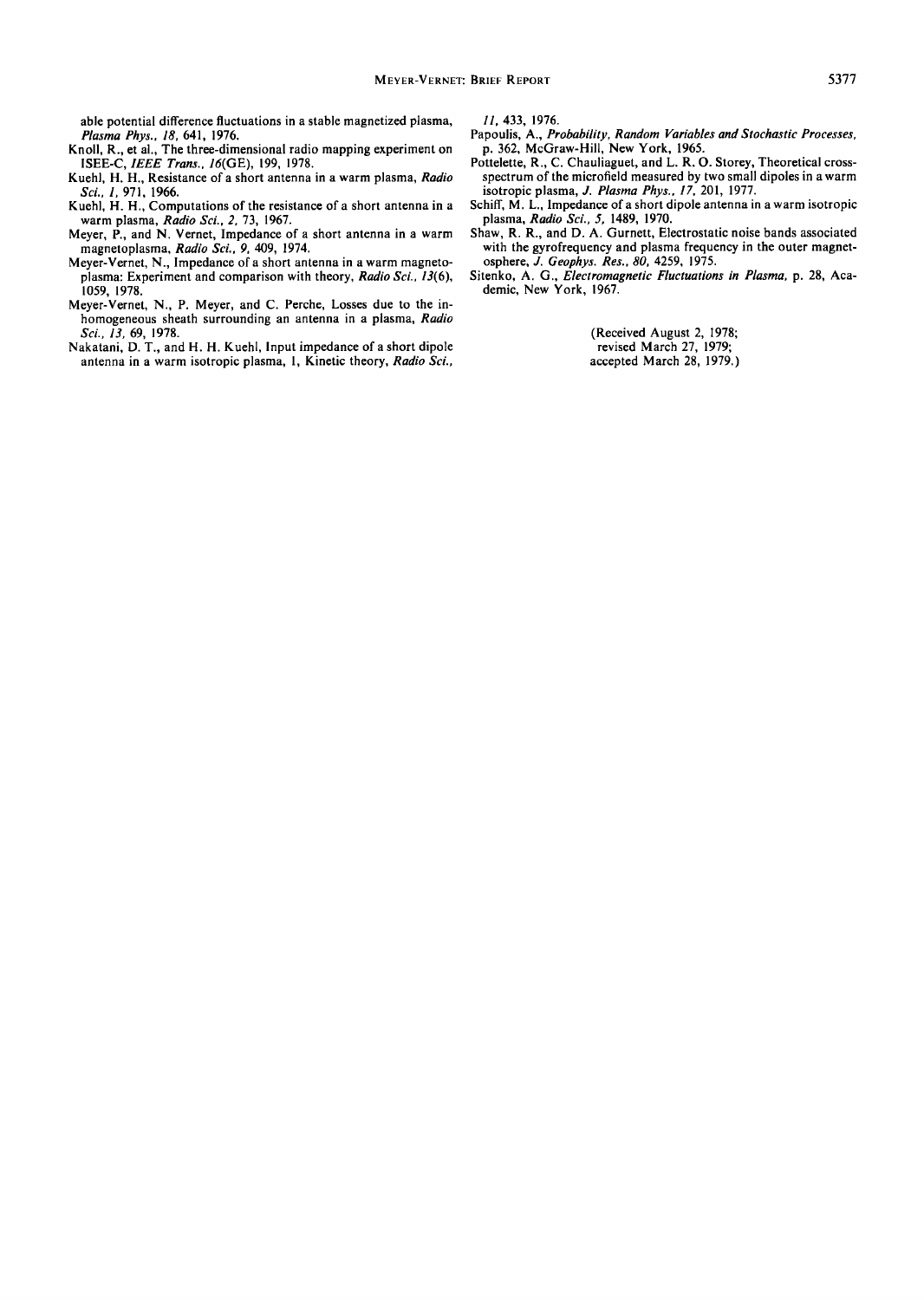able potential difference fluctuations in a stable magnetized plasma, *Plasma Phys.*, *18*, 641, 1976.

Knoll, R., et al., The three-dimensional radio mapping experiment on ISEE-C, *IEEE Trans.*, *16*(GE), 199, 1978.

Kuehl, H. H., Resistance of a short antenna in a warm plasma, *Radio Sci.*, *1*, 971, 1966.

Kuehl, H. H., Computations of the resistance of a short antenna in a warm plasma, *Radio Sci.*, *2*, 73, 1967.

Meyer, P., and N. Vernet, Impedance of a short antenna in a warm magnetoplasma, *Radio Sci.*, *9*, 409, 1974.

Meyer-Vernet, N., Impedance of a short antenna in a warm magnetoplasma: Experiment and comparison with theory, *Radio Sci.*, *13*(6), 1059, 1978.

Meyer-Vernet, N., P. Meyer, and C. Perche, Losses due to the inhomogeneous sheath surrounding an antenna in a plasma, *Radio Sci.*, *13*, 69, 1978.

Nakatani, D. T., and H. H. Kuehl, Input impedance of a short dipole antenna in a warm isotropic plasma, 1, Kinetic theory, *Radio Sci.*, *11*, 433, 1976.

Papoulis, A., *Probability, Random Variables and Stochastic Processes*, p. 362, McGraw-Hill, New York, 1965.

Pottelette, R., C. Chauliaguet, and L. R. O. Storey, Theoretical cross-spectrum of the microfield measured by two small dipoles in a warm isotropic plasma, *J. Plasma Phys.*, *17*, 201, 1977.

Schiff, M. L., Impedance of a short dipole antenna in a warm isotropic plasma, *Radio Sci.*, *5*, 1489, 1970.

Shaw, R. R., and D. A. Gurnett, Electrostatic noise bands associated with the gyrofrequency and plasma frequency in the outer magnetosphere, *J. Geophys. Res.*, *80*, 4259, 1975.

Sitenko, A. G., *Electromagnetic Fluctuations in Plasma*, p. 28, Academic, New York, 1967.

(Received August 2, 1978;
revised March 27, 1979;
accepted March 28, 1979.)